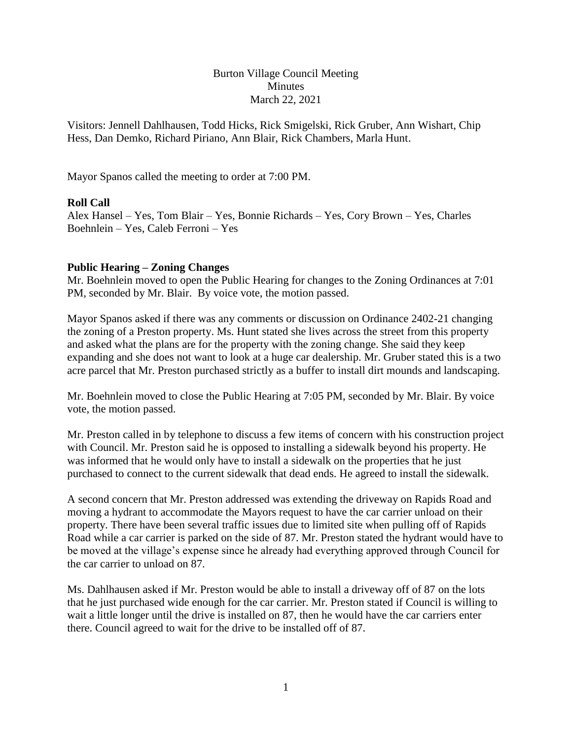Burton Village Council Meeting
Minutes
March 22, 2021

Visitors: Jennell Dahlhausen, Todd Hicks, Rick Smigelski, Rick Gruber, Ann Wishart, Chip Hess, Dan Demko, Richard Piriano, Ann Blair, Rick Chambers, Marla Hunt.

Mayor Spanos called the meeting to order at 7:00 PM.

**Roll Call**

Alex Hansel – Yes, Tom Blair – Yes, Bonnie Richards – Yes, Cory Brown – Yes, Charles Boehnlein – Yes, Caleb Ferroni – Yes

**Public Hearing – Zoning Changes**

Mr. Boehnlein moved to open the Public Hearing for changes to the Zoning Ordinances at 7:01 PM, seconded by Mr. Blair. By voice vote, the motion passed.

Mayor Spanos asked if there was any comments or discussion on Ordinance 2402-21 changing the zoning of a Preston property. Ms. Hunt stated she lives across the street from this property and asked what the plans are for the property with the zoning change. She said they keep expanding and she does not want to look at a huge car dealership. Mr. Gruber stated this is a two acre parcel that Mr. Preston purchased strictly as a buffer to install dirt mounds and landscaping.

Mr. Boehnlein moved to close the Public Hearing at 7:05 PM, seconded by Mr. Blair. By voice vote, the motion passed.

Mr. Preston called in by telephone to discuss a few items of concern with his construction project with Council. Mr. Preston said he is opposed to installing a sidewalk beyond his property. He was informed that he would only have to install a sidewalk on the properties that he just purchased to connect to the current sidewalk that dead ends. He agreed to install the sidewalk.

A second concern that Mr. Preston addressed was extending the driveway on Rapids Road and moving a hydrant to accommodate the Mayors request to have the car carrier unload on their property. There have been several traffic issues due to limited site when pulling off of Rapids Road while a car carrier is parked on the side of 87. Mr. Preston stated the hydrant would have to be moved at the village's expense since he already had everything approved through Council for the car carrier to unload on 87.

Ms. Dahlhausen asked if Mr. Preston would be able to install a driveway off of 87 on the lots that he just purchased wide enough for the car carrier. Mr. Preston stated if Council is willing to wait a little longer until the drive is installed on 87, then he would have the car carriers enter there. Council agreed to wait for the drive to be installed off of 87.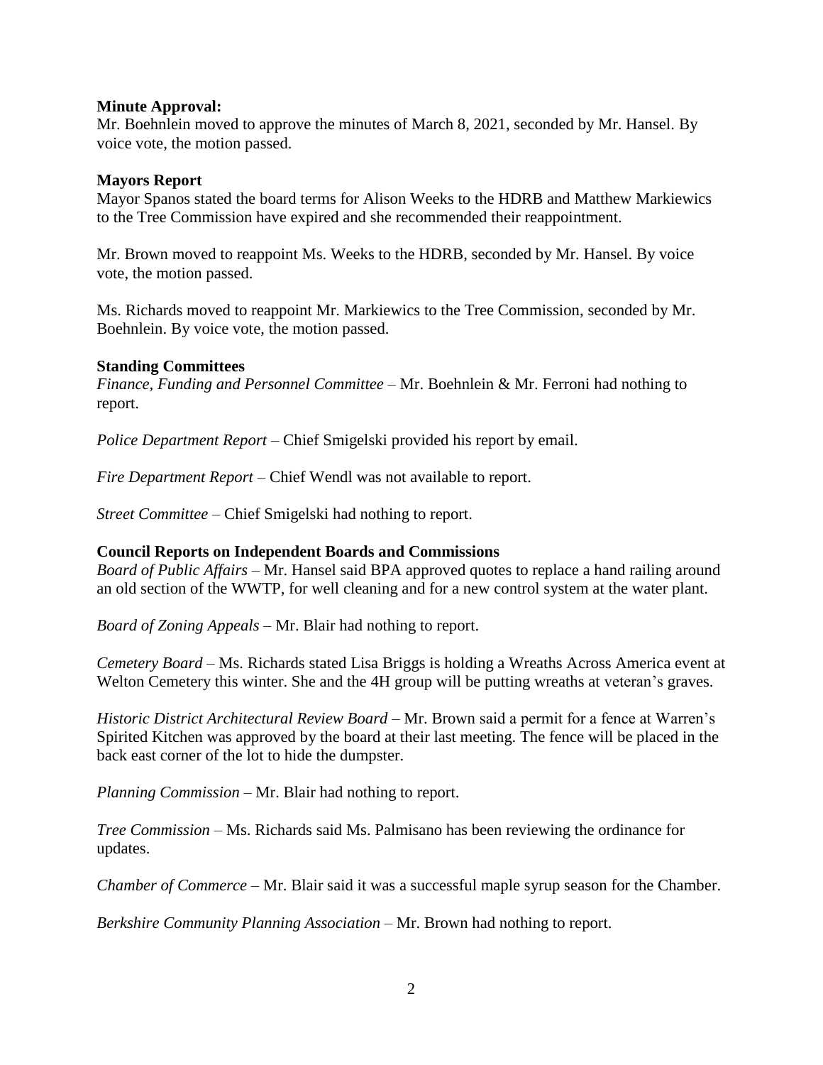**Minute Approval:**

Mr. Boehnlein moved to approve the minutes of March 8, 2021, seconded by Mr. Hansel. By voice vote, the motion passed.

**Mayors Report**

Mayor Spanos stated the board terms for Alison Weeks to the HDRB and Matthew Markiewics to the Tree Commission have expired and she recommended their reappointment.

Mr. Brown moved to reappoint Ms. Weeks to the HDRB, seconded by Mr. Hansel. By voice vote, the motion passed.

Ms. Richards moved to reappoint Mr. Markiewics to the Tree Commission, seconded by Mr. Boehnlein. By voice vote, the motion passed.

**Standing Committees**

*Finance, Funding and Personnel Committee* – Mr. Boehnlein & Mr. Ferroni had nothing to report.

*Police Department Report* – Chief Smigelski provided his report by email.

*Fire Department Report* – Chief Wendl was not available to report.

*Street Committee* – Chief Smigelski had nothing to report.

**Council Reports on Independent Boards and Commissions**

*Board of Public Affairs* – Mr. Hansel said BPA approved quotes to replace a hand railing around an old section of the WWTP, for well cleaning and for a new control system at the water plant.

*Board of Zoning Appeals* – Mr. Blair had nothing to report.

*Cemetery Board* – Ms. Richards stated Lisa Briggs is holding a Wreaths Across America event at Welton Cemetery this winter. She and the 4H group will be putting wreaths at veteran's graves.

*Historic District Architectural Review Board* – Mr. Brown said a permit for a fence at Warren's Spirited Kitchen was approved by the board at their last meeting. The fence will be placed in the back east corner of the lot to hide the dumpster.

*Planning Commission* – Mr. Blair had nothing to report.

*Tree Commission* – Ms. Richards said Ms. Palmisano has been reviewing the ordinance for updates.

*Chamber of Commerce* – Mr. Blair said it was a successful maple syrup season for the Chamber.

*Berkshire Community Planning Association* – Mr. Brown had nothing to report.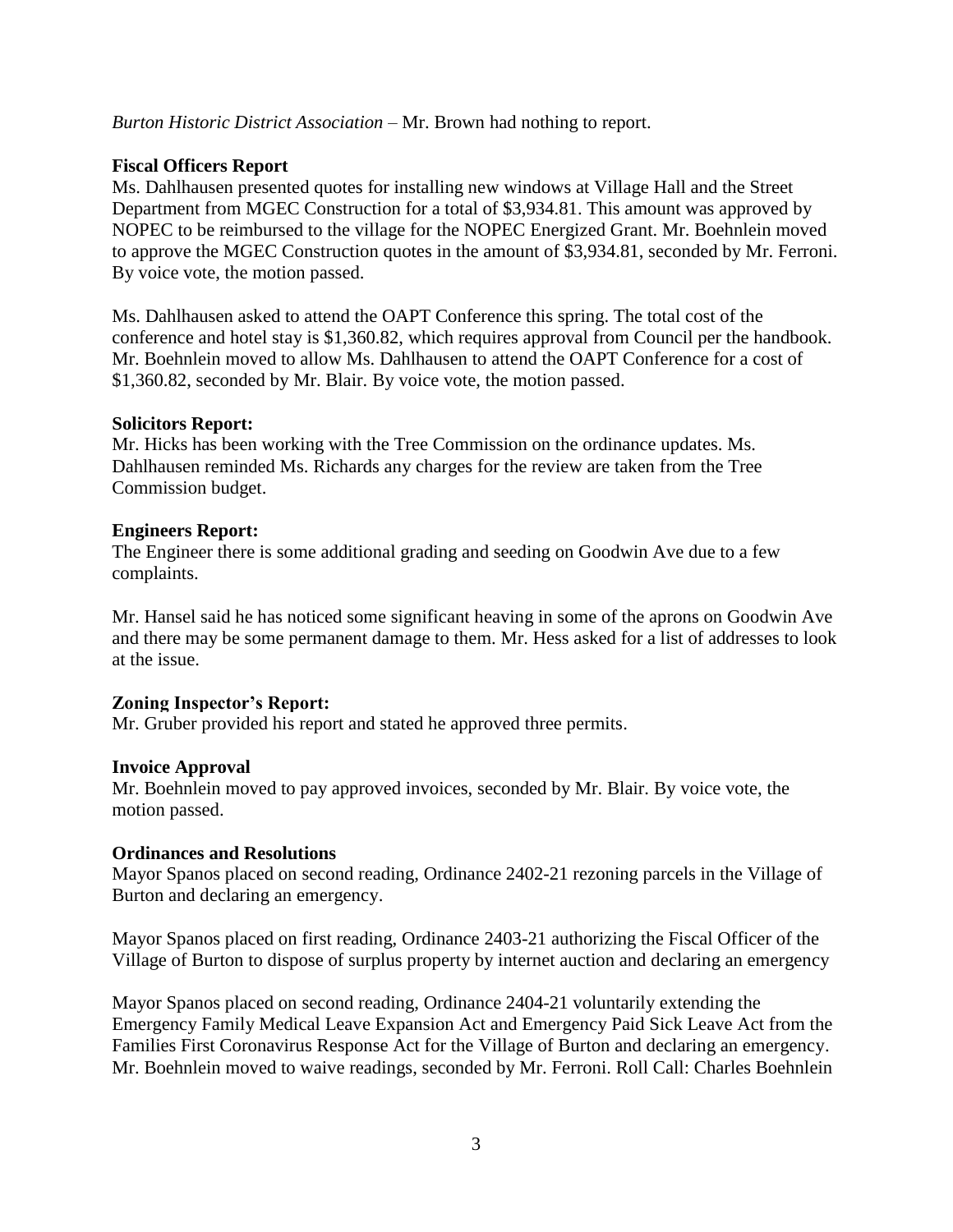*Burton Historic District Association* – Mr. Brown had nothing to report.

**Fiscal Officers Report**

Ms. Dahlhausen presented quotes for installing new windows at Village Hall and the Street Department from MGEC Construction for a total of $3,934.81. This amount was approved by NOPEC to be reimbursed to the village for the NOPEC Energized Grant. Mr. Boehnlein moved to approve the MGEC Construction quotes in the amount of $3,934.81, seconded by Mr. Ferroni. By voice vote, the motion passed.

Ms. Dahlhausen asked to attend the OAPT Conference this spring. The total cost of the conference and hotel stay is $1,360.82, which requires approval from Council per the handbook. Mr. Boehnlein moved to allow Ms. Dahlhausen to attend the OAPT Conference for a cost of $1,360.82, seconded by Mr. Blair. By voice vote, the motion passed.

**Solicitors Report:**

Mr. Hicks has been working with the Tree Commission on the ordinance updates. Ms. Dahlhausen reminded Ms. Richards any charges for the review are taken from the Tree Commission budget.

**Engineers Report:**

The Engineer there is some additional grading and seeding on Goodwin Ave due to a few complaints.

Mr. Hansel said he has noticed some significant heaving in some of the aprons on Goodwin Ave and there may be some permanent damage to them. Mr. Hess asked for a list of addresses to look at the issue.

**Zoning Inspector's Report:**

Mr. Gruber provided his report and stated he approved three permits.

**Invoice Approval**

Mr. Boehnlein moved to pay approved invoices, seconded by Mr. Blair. By voice vote, the motion passed.

**Ordinances and Resolutions**

Mayor Spanos placed on second reading, Ordinance 2402-21 rezoning parcels in the Village of Burton and declaring an emergency.

Mayor Spanos placed on first reading, Ordinance 2403-21 authorizing the Fiscal Officer of the Village of Burton to dispose of surplus property by internet auction and declaring an emergency

Mayor Spanos placed on second reading, Ordinance 2404-21 voluntarily extending the Emergency Family Medical Leave Expansion Act and Emergency Paid Sick Leave Act from the Families First Coronavirus Response Act for the Village of Burton and declaring an emergency. Mr. Boehnlein moved to waive readings, seconded by Mr. Ferroni. Roll Call: Charles Boehnlein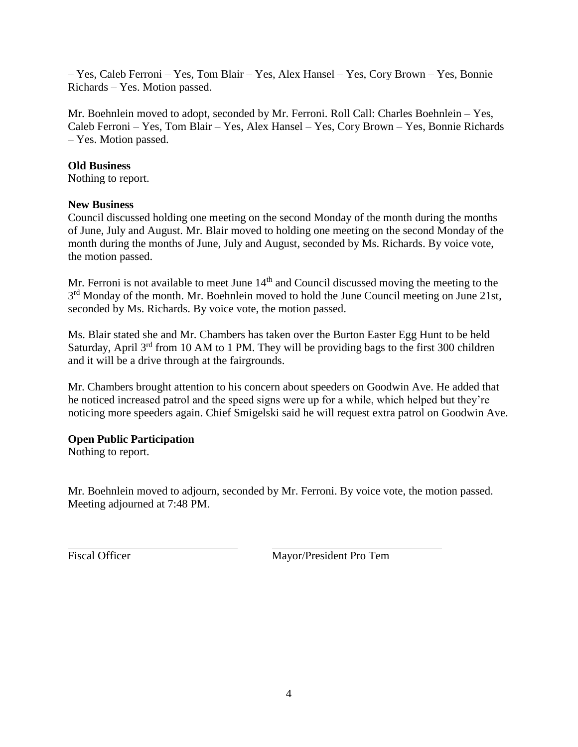– Yes, Caleb Ferroni – Yes, Tom Blair – Yes, Alex Hansel – Yes, Cory Brown – Yes, Bonnie Richards – Yes. Motion passed.

Mr. Boehnlein moved to adopt, seconded by Mr. Ferroni. Roll Call: Charles Boehnlein – Yes, Caleb Ferroni – Yes, Tom Blair – Yes, Alex Hansel – Yes, Cory Brown – Yes, Bonnie Richards – Yes. Motion passed.

**Old Business**
Nothing to report.

**New Business**
Council discussed holding one meeting on the second Monday of the month during the months of June, July and August. Mr. Blair moved to holding one meeting on the second Monday of the month during the months of June, July and August, seconded by Ms. Richards. By voice vote, the motion passed.

Mr. Ferroni is not available to meet June 14th and Council discussed moving the meeting to the 3rd Monday of the month. Mr. Boehnlein moved to hold the June Council meeting on June 21st, seconded by Ms. Richards. By voice vote, the motion passed.

Ms. Blair stated she and Mr. Chambers has taken over the Burton Easter Egg Hunt to be held Saturday, April 3rd from 10 AM to 1 PM. They will be providing bags to the first 300 children and it will be a drive through at the fairgrounds.

Mr. Chambers brought attention to his concern about speeders on Goodwin Ave. He added that he noticed increased patrol and the speed signs were up for a while, which helped but they're noticing more speeders again. Chief Smigelski said he will request extra patrol on Goodwin Ave.

**Open Public Participation**
Nothing to report.

Mr. Boehnlein moved to adjourn, seconded by Mr. Ferroni. By voice vote, the motion passed. Meeting adjourned at 7:48 PM.

\_\_\_\_\_\_\_\_\_\_\_\_\_\_\_\_\_\_\_\_\_\_\_\_\_\_\_\_\_\_ \_\_\_\_\_\_\_\_\_\_\_\_\_\_\_\_\_\_\_\_\_\_\_\_\_\_\_\_\_\_

Fiscal Officer Mayor/President Pro Tem